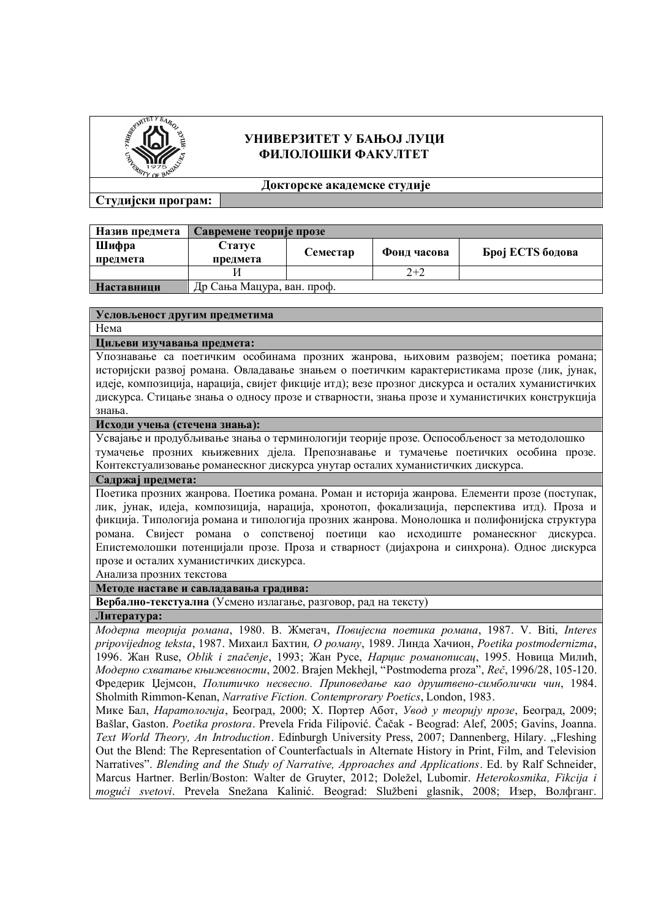**УНИВЕРЗИТЕТ У БАЊОЈ ЛУЦИ**
**ФИЛОЛОШКИ ФАКУЛТЕТ**

**Докторске академске студије**

| **Студијски програм:** | |
|---|---|

| **Назив предмета** | **Савремене теорије прозе** | | | |
|---|---|---|---|---|
| **Шифра предмета** | **Статус предмета** | **Семестар** | **Фонд часова** | **Број ECTS бодова** |
| | И | | 2+2 | |
| **Наставници** | Др Сања Мацура, ван. проф. | | | |

**Условљеност другим предметима**

Нема

**Циљеви изучавања предмета:**

Упознавање са поетичким особинама прозних жанрова, њиховим развојем; поетика романа; историјски развој романа. Овладавање знањем о поетичким карактеристикама прозе (лик, јунак, идеје, композиција, нарација, свијет фикције итд); везе прозног дискурса и осталих хуманистичких дискурса. Стицање знања о односу прозе и стварности, знања прозе и хуманистичких конструкција знања.

**Исходи учења (стечена знања):**

Усвајање и продубљивање знања о терминологији теорије прозе. Оспособљеност за методолошко тумачење прозних књижевних дјела. Препознавање и тумачење поетичких особина прозе. Контекстуализовање романескног дискурса унутар осталих хуманистичких дискурса.

**Садржај предмета:**

Поетика прозних жанрова. Поетика романа. Роман и историја жанрова. Елементи прозе (поступак, лик, јунак, идеја, композиција, нарација, хронотоп, фокализација, перспектива итд). Проза и фикција. Типологија романа и типологија прозних жанрова. Монолошка и полифонијска структура романа. Свијест романа о сопственој поетици као исходиште романескног дискурса. Епистемолошки потенцијали прозе. Проза и стварност (дијахрона и синхрона). Однос дискурса прозе и осталих хуманистичких дискурса.

Анализа прозних текстова

**Методе наставе и савладавања градива:**

**Вербално-текстуална** (Усмено излагање, разговор, рад на тексту)

**Литература:**

*Модерна теорија романа*, 1980. В. Жмегач, *Повијесна поетика романа*, 1987. V. Biti, *Interes pripovijednog teksta*, 1987. Михаил Бахтин, *О роману*, 1989. Линда Хачион, *Poetika postmodernizma*, 1996. Жан Ruse, *Oblik i značenje*, 1993; Жан Русе, *Нарцис романописац*, 1995. Новица Милић, *Модерно схватање књижевности*, 2002. Brajen Mekhejl, "Postmoderna proza", *Reč*, 1996/28, 105-120. Фредерик Џејмсон, *Политичко несвесно. Приповедање као друштвено-симболички чин*, 1984. Sholmith Rimmon-Kenan, *Narrative Fiction. Contemprorary Poetics*, London, 1983.

Мике Бал, *Наратологија*, Београд, 2000; Х. Портер Абот, *Увод у теорију прозе*, Београд, 2009; Bašlar, Gaston. *Poetika prostora*. Prevela Frida Filipović. Čačak - Beograd: Alef, 2005; Gavins, Joanna. *Text World Theory, An Introduction*. Edinburgh University Press, 2007; Dannenberg, Hilary. „Fleshing Out the Blend: The Representation of Counterfactuals in Alternate History in Print, Film, and Television Narratives". *Blending and the Study of Narrative, Approaches and Applications*. Ed. by Ralf Schneider, Marcus Hartner. Berlin/Boston: Walter de Gruyter, 2012; Doležel, Lubomir. *Heterokosmika, Fikcija i mogući svetovi*. Prevela Snežana Kalinić. Beograd: Službeni glasnik, 2008; Изер, Волфганг.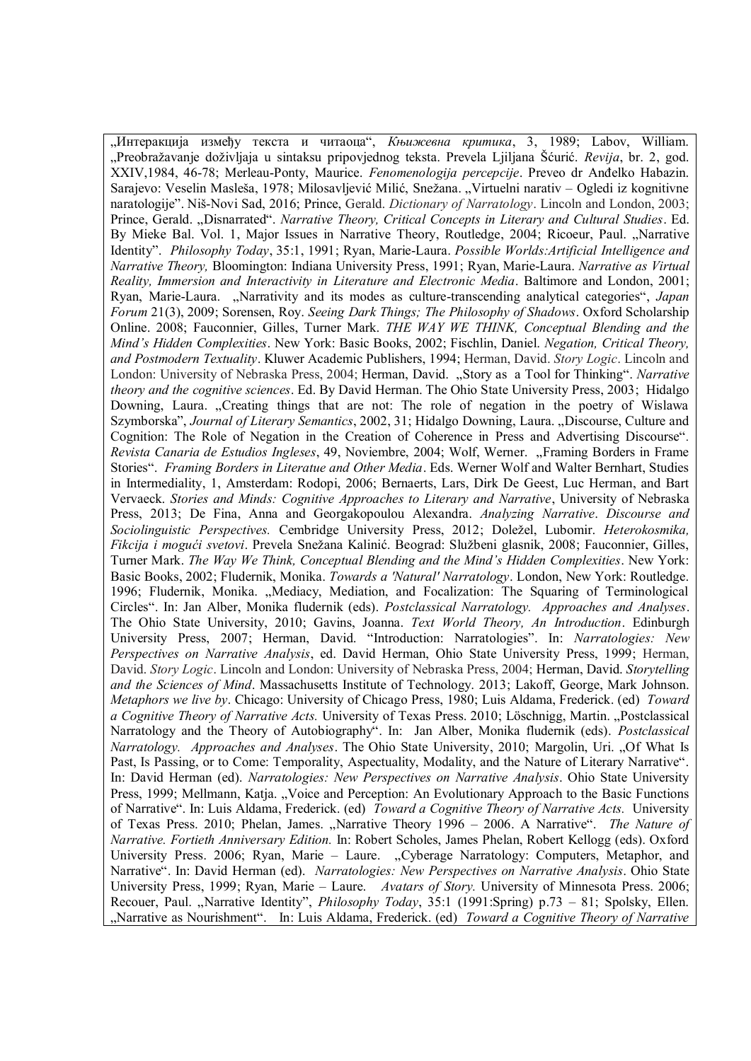„Интеракција између текста и читаоца“, *Књижевна критика*, 3, 1989; Labov, William. „Preobražavanje doživljaja u sintaksu pripovjednog teksta. Prevela Ljiljana Šćurić. *Revija*, br. 2, god. XXIV,1984, 46-78; Merleau-Ponty, Maurice. *Fenomenologija percepcije*. Preveo dr Anđelko Habazin. Sarajevo: Veselin Masleša, 1978; Milosavljević Milić, Snežana. „Virtuelni narativ – Ogledi iz kognitivne naratologije". Niš-Novi Sad, 2016; Prince, Gerald. *Dictionary of Narratology*. Lincoln and London, 2003; Prince, Gerald. „Disnarrated“. *Narrative Theory, Critical Concepts in Literary and Cultural Studies*. Ed. By Mieke Bal. Vol. 1, Major Issues in Narrative Theory, Routledge, 2004; Ricoeur, Paul. „Narrative Identity". *Philosophy Today*, 35:1, 1991; Ryan, Marie-Laura. *Possible Worlds:Artificial Intelligence and Narrative Theory,* Bloomington: Indiana University Press, 1991; Ryan, Marie-Laura. *Narrative as Virtual Reality, Immersion and Interactivity in Literature and Electronic Media*. Baltimore and London, 2001; Ryan, Marie-Laura. „Narrativity and its modes as culture-transcending analytical categories“, *Japan Forum* 21(3), 2009; Sorensen, Roy. *Seeing Dark Things; The Philosophy of Shadows*. Oxford Scholarship Online. 2008; Fauconnier, Gilles, Turner Mark. *THE WAY WE THINK, Conceptual Blending and the Mind's Hidden Complexities*. New York: Basic Books, 2002; Fischlin, Daniel. *Negation, Critical Theory, and Postmodern Textuality*. Kluwer Academic Publishers, 1994; Herman, David. *Story Logic*. Lincoln and London: University of Nebraska Press, 2004; Herman, David. „Story as a Tool for Thinking“. *Narrative theory and the cognitive sciences*. Ed. By David Herman. The Ohio State University Press, 2003; Hidalgo Downing, Laura. „Creating things that are not: The role of negation in the poetry of Wislawa Szymborska", *Journal of Literary Semantics*, 2002, 31; Hidalgo Downing, Laura. „Discourse, Culture and Cognition: The Role of Negation in the Creation of Coherence in Press and Advertising Discourse“. *Revista Canaria de Estudios Ingleses*, 49, Noviembre, 2004; Wolf, Werner. „Framing Borders in Frame Stories“. *Framing Borders in Literatue and Other Media*. Eds. Werner Wolf and Walter Bernhart, Studies in Intermediality, 1, Amsterdam: Rodopi, 2006; Bernaerts, Lars, Dirk De Geest, Luc Herman, and Bart Vervaeck. *Stories and Minds: Cognitive Approaches to Literary and Narrative*, University of Nebraska Press, 2013; De Fina, Anna and Georgakopoulou Alexandra. *Analyzing Narrative*. *Discourse and Sociolinguistic Perspectives.* Cembridge University Press, 2012; Doležel, Lubomir. *Heterokosmika, Fikcija i mogući svetovi*. Prevela Snežana Kalinić. Beograd: Službeni glasnik, 2008; Fauconnier, Gilles, Turner Mark. *The Way We Think, Conceptual Blending and the Mind's Hidden Complexities*. New York: Basic Books, 2002; Fludernik, Monika. *Towards a 'Natural' Narratology*. London, New York: Routledge. 1996; Fludernik, Monika. „Mediacy, Mediation, and Focalization: The Squaring of Terminological Circles“. In: Jan Alber, Monika fludernik (eds). *Postclassical Narratology. Approaches and Analyses*. The Ohio State University, 2010; Gavins, Joanna. *Text World Theory, An Introduction*. Edinburgh University Press, 2007; Herman, David. "Introduction: Narratologies". In: *Narratologies: New Perspectives on Narrative Analysis*, ed. David Herman, Ohio State University Press, 1999; Herman, David. *Story Logic*. Lincoln and London: University of Nebraska Press, 2004; Herman, David. *Storytelling and the Sciences of Mind*. Massachusetts Institute of Technology. 2013; Lakoff, George, Mark Johnson. *Metaphors we live by*. Chicago: University of Chicago Press, 1980; Luis Aldama, Frederick. (ed) *Toward a Cognitive Theory of Narrative Acts.* University of Texas Press. 2010; Löschnigg, Martin. „Postclassical Narratology and the Theory of Autobiography“. In: Jan Alber, Monika fludernik (eds). *Postclassical Narratology. Approaches and Analyses*. The Ohio State University, 2010; Margolin, Uri. „Of What Is Past, Is Passing, or to Come: Temporality, Aspectuality, Modality, and the Nature of Literary Narrative“. In: David Herman (ed). *Narratologies: New Perspectives on Narrative Analysis*. Ohio State University Press, 1999; Mellmann, Katja. „Voice and Perception: An Evolutionary Approach to the Basic Functions of Narrative“. In: Luis Aldama, Frederick. (ed) *Toward a Cognitive Theory of Narrative Acts.* University of Texas Press. 2010; Phelan, James. „Narrative Theory 1996 – 2006. A Narrative“. *The Nature of Narrative. Fortieth Anniversary Edition.* In: Robert Scholes, James Phelan, Robert Kellogg (eds). Oxford University Press. 2006; Ryan, Marie – Laure. „Cyberage Narratology: Computers, Metaphor, and Narrative“. In: David Herman (ed). *Narratologies: New Perspectives on Narrative Analysis*. Ohio State University Press, 1999; Ryan, Marie – Laure. *Avatars of Story.* University of Minnesota Press. 2006; Recouer, Paul. „Narrative Identity", *Philosophy Today*, 35:1 (1991:Spring) p.73 – 81; Spolsky, Ellen. „Narrative as Nourishment“. In: Luis Aldama, Frederick. (ed) *Toward a Cognitive Theory of Narrative*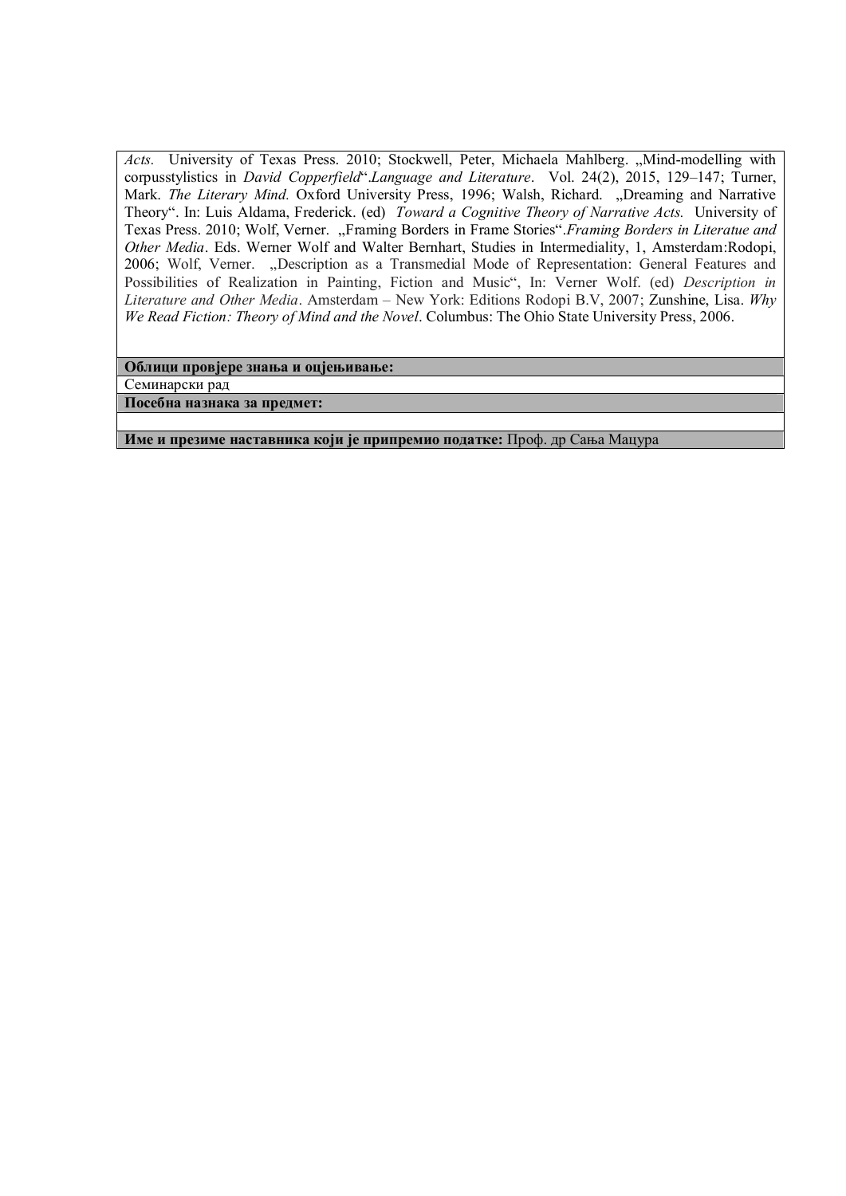*Acts.* University of Texas Press. 2010; Stockwell, Peter, Michaela Mahlberg. „Mind-modelling with corpusstylistics in *David Copperfield*".*Language and Literature*. Vol. 24(2), 2015, 129–147; Turner, Mark. *The Literary Mind.* Oxford University Press, 1996; Walsh, Richard. „Dreaming and Narrative Theory". In: Luis Aldama, Frederick. (ed) *Toward a Cognitive Theory of Narrative Acts.* University of Texas Press. 2010; Wolf, Verner. „Framing Borders in Frame Stories".*Framing Borders in Literatue and Other Media*. Eds. Werner Wolf and Walter Bernhart, Studies in Intermediality, 1, Amsterdam:Rodopi, 2006; Wolf, Verner. „Description as a Transmedial Mode of Representation: General Features and Possibilities of Realization in Painting, Fiction and Music", In: Verner Wolf. (ed) *Description in Literature and Other Media*. Amsterdam – New York: Editions Rodopi B.V, 2007; Zunshine, Lisa. *Why We Read Fiction: Theory of Mind and the Novel*. Columbus: The Ohio State University Press, 2006.

| |
|---|
| **Облици провјере знања и оцјењивање:** |
| Семинарски рад |
| **Посебна назнака за предмет:** |
| |
| **Име и презиме наставника који је припремио податке:** Проф. др Сања Мацура |